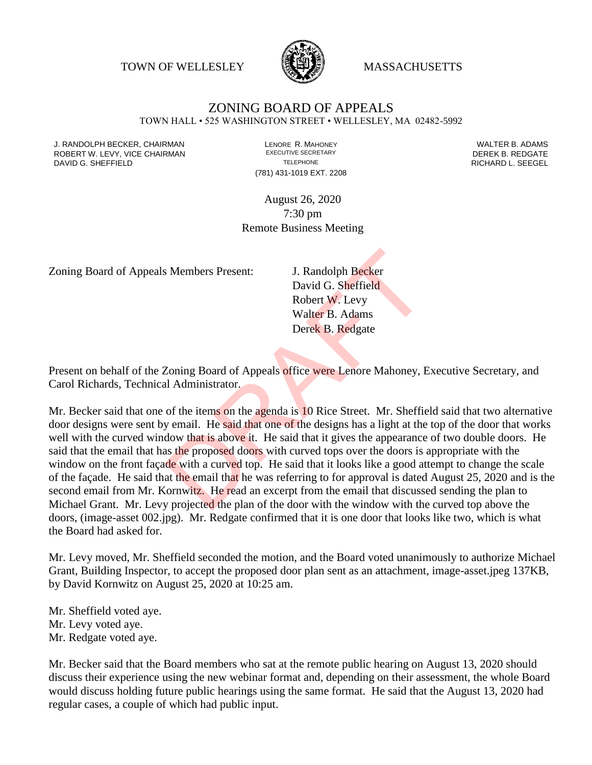TOWN OF WELLESLEY MASSACHUSETTS

# ZONING BOARD OF APPEALS

TOWN HALL • 525 WASHINGTON STREET • WELLESLEY, MA 02482-5992

J. RANDOLPH BECKER, CHAIRMAN
ROBERT W. LEVY, VICE CHAIRMAN
DAVID G. SHEFFIELD

LENORE R. MAHONEY
EXECUTIVE SECRETARY
TELEPHONE
(781) 431-1019 EXT. 2208

WALTER B. ADAMS
DEREK B. REDGATE
RICHARD L. SEEGEL

August 26, 2020
7:30 pm
Remote Business Meeting

Zoning Board of Appeals Members Present:
J. Randolph Becker
David G. Sheffield
Robert W. Levy
Walter B. Adams
Derek B. Redgate

Present on behalf of the Zoning Board of Appeals office were Lenore Mahoney, Executive Secretary, and Carol Richards, Technical Administrator.

Mr. Becker said that one of the items on the agenda is 10 Rice Street. Mr. Sheffield said that two alternative door designs were sent by email. He said that one of the designs has a light at the top of the door that works well with the curved window that is above it. He said that it gives the appearance of two double doors. He said that the email that has the proposed doors with curved tops over the doors is appropriate with the window on the front façade with a curved top. He said that it looks like a good attempt to change the scale of the façade. He said that the email that he was referring to for approval is dated August 25, 2020 and is the second email from Mr. Kornwitz. He read an excerpt from the email that discussed sending the plan to Michael Grant. Mr. Levy projected the plan of the door with the window with the curved top above the doors, (image-asset 002.jpg). Mr. Redgate confirmed that it is one door that looks like two, which is what the Board had asked for.

Mr. Levy moved, Mr. Sheffield seconded the motion, and the Board voted unanimously to authorize Michael Grant, Building Inspector, to accept the proposed door plan sent as an attachment, image-asset.jpeg 137KB, by David Kornwitz on August 25, 2020 at 10:25 am.

Mr. Sheffield voted aye.
Mr. Levy voted aye.
Mr. Redgate voted aye.

Mr. Becker said that the Board members who sat at the remote public hearing on August 13, 2020 should discuss their experience using the new webinar format and, depending on their assessment, the whole Board would discuss holding future public hearings using the same format. He said that the August 13, 2020 had regular cases, a couple of which had public input.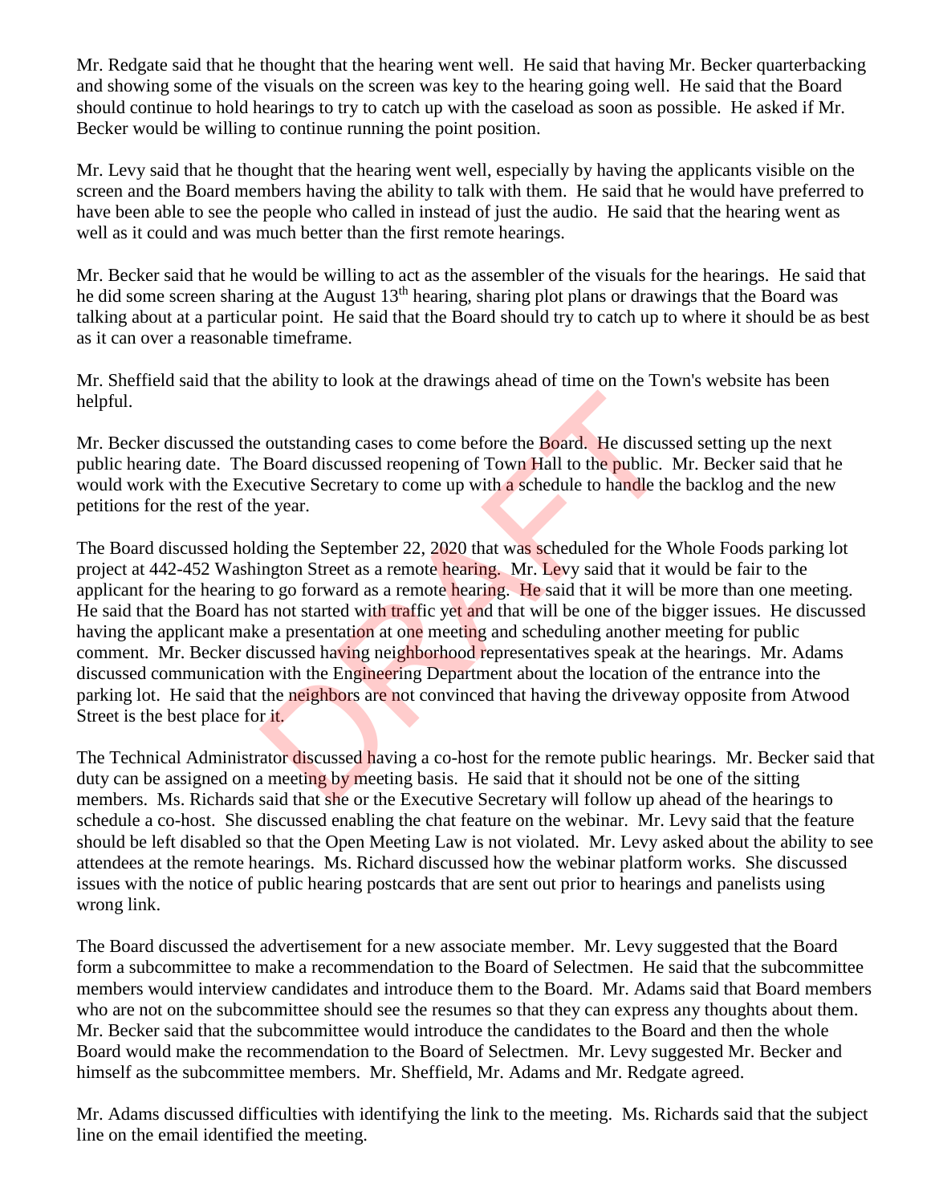Mr. Redgate said that he thought that the hearing went well. He said that having Mr. Becker quarterbacking and showing some of the visuals on the screen was key to the hearing going well. He said that the Board should continue to hold hearings to try to catch up with the caseload as soon as possible. He asked if Mr. Becker would be willing to continue running the point position.

Mr. Levy said that he thought that the hearing went well, especially by having the applicants visible on the screen and the Board members having the ability to talk with them. He said that he would have preferred to have been able to see the people who called in instead of just the audio. He said that the hearing went as well as it could and was much better than the first remote hearings.

Mr. Becker said that he would be willing to act as the assembler of the visuals for the hearings. He said that he did some screen sharing at the August 13th hearing, sharing plot plans or drawings that the Board was talking about at a particular point. He said that the Board should try to catch up to where it should be as best as it can over a reasonable timeframe.

Mr. Sheffield said that the ability to look at the drawings ahead of time on the Town's website has been helpful.

Mr. Becker discussed the outstanding cases to come before the Board. He discussed setting up the next public hearing date. The Board discussed reopening of Town Hall to the public. Mr. Becker said that he would work with the Executive Secretary to come up with a schedule to handle the backlog and the new petitions for the rest of the year.

The Board discussed holding the September 22, 2020 that was scheduled for the Whole Foods parking lot project at 442-452 Washington Street as a remote hearing. Mr. Levy said that it would be fair to the applicant for the hearing to go forward as a remote hearing. He said that it will be more than one meeting. He said that the Board has not started with traffic yet and that will be one of the bigger issues. He discussed having the applicant make a presentation at one meeting and scheduling another meeting for public comment. Mr. Becker discussed having neighborhood representatives speak at the hearings. Mr. Adams discussed communication with the Engineering Department about the location of the entrance into the parking lot. He said that the neighbors are not convinced that having the driveway opposite from Atwood Street is the best place for it.

The Technical Administrator discussed having a co-host for the remote public hearings. Mr. Becker said that duty can be assigned on a meeting by meeting basis. He said that it should not be one of the sitting members. Ms. Richards said that she or the Executive Secretary will follow up ahead of the hearings to schedule a co-host. She discussed enabling the chat feature on the webinar. Mr. Levy said that the feature should be left disabled so that the Open Meeting Law is not violated. Mr. Levy asked about the ability to see attendees at the remote hearings. Ms. Richard discussed how the webinar platform works. She discussed issues with the notice of public hearing postcards that are sent out prior to hearings and panelists using wrong link.

The Board discussed the advertisement for a new associate member. Mr. Levy suggested that the Board form a subcommittee to make a recommendation to the Board of Selectmen. He said that the subcommittee members would interview candidates and introduce them to the Board. Mr. Adams said that Board members who are not on the subcommittee should see the resumes so that they can express any thoughts about them. Mr. Becker said that the subcommittee would introduce the candidates to the Board and then the whole Board would make the recommendation to the Board of Selectmen. Mr. Levy suggested Mr. Becker and himself as the subcommittee members. Mr. Sheffield, Mr. Adams and Mr. Redgate agreed.

Mr. Adams discussed difficulties with identifying the link to the meeting. Ms. Richards said that the subject line on the email identified the meeting.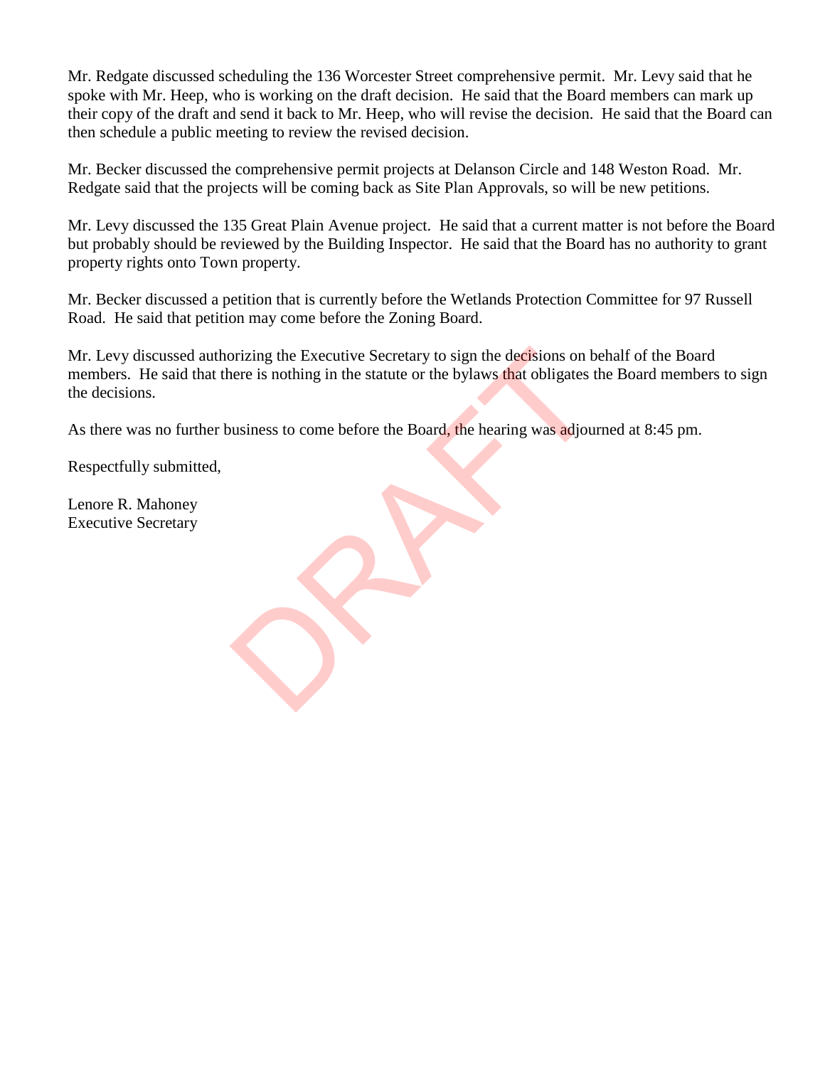Mr. Redgate discussed scheduling the 136 Worcester Street comprehensive permit. Mr. Levy said that he spoke with Mr. Heep, who is working on the draft decision. He said that the Board members can mark up their copy of the draft and send it back to Mr. Heep, who will revise the decision. He said that the Board can then schedule a public meeting to review the revised decision.

Mr. Becker discussed the comprehensive permit projects at Delanson Circle and 148 Weston Road. Mr. Redgate said that the projects will be coming back as Site Plan Approvals, so will be new petitions.

Mr. Levy discussed the 135 Great Plain Avenue project. He said that a current matter is not before the Board but probably should be reviewed by the Building Inspector. He said that the Board has no authority to grant property rights onto Town property.

Mr. Becker discussed a petition that is currently before the Wetlands Protection Committee for 97 Russell Road. He said that petition may come before the Zoning Board.

Mr. Levy discussed authorizing the Executive Secretary to sign the decisions on behalf of the Board members. He said that there is nothing in the statute or the bylaws that obligates the Board members to sign the decisions.

As there was no further business to come before the Board, the hearing was adjourned at 8:45 pm.

Respectfully submitted,

Lenore R. Mahoney  
Executive Secretary

DRAFT